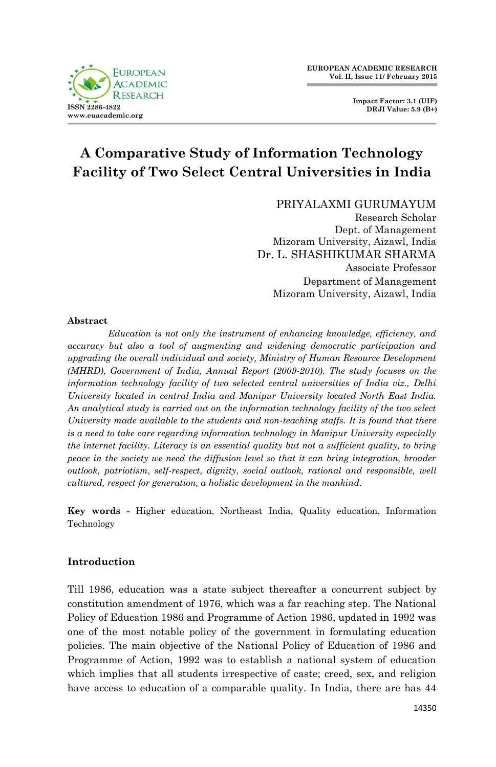# A Comparative Study of Information Technology Facility of Two Select Central Universities in India

PRIYALAXMI GURUMAYUM
Research Scholar
Dept. of Management
Mizoram University, Aizawl, India

Dr. L. SHASHIKUMAR SHARMA
Associate Professor
Department of Management
Mizoram University, Aizawl, India

## Abstract

*Education is not only the instrument of enhancing knowledge, efficiency, and accuracy but also a tool of augmenting and widening democratic participation and upgrading the overall individual and society, Ministry of Human Resource Development (MHRD), Government of India, Annual Report (2009-2010). The study focuses on the information technology facility of two selected central universities of India viz., Delhi University located in central India and Manipur University located North East India. An analytical study is carried out on the information technology facility of the two select University made available to the students and non-teaching staffs. It is found that there is a need to take care regarding information technology in Manipur University especially the internet facility. Literacy is an essential quality but not a sufficient quality, to bring peace in the society we need the diffusion level so that it can bring integration, broader outlook, patriotism, self-respect, dignity, social outlook, rational and responsible, well cultured, respect for generation, a holistic development in the mankind.*

**Key words** - Higher education, Northeast India, Quality education, Information Technology

## Introduction

Till 1986, education was a state subject thereafter a concurrent subject by constitution amendment of 1976, which was a far reaching step. The National Policy of Education 1986 and Programme of Action 1986, updated in 1992 was one of the most notable policy of the government in formulating education policies. The main objective of the National Policy of Education of 1986 and Programme of Action, 1992 was to establish a national system of education which implies that all students irrespective of caste; creed, sex, and religion have access to education of a comparable quality. In India, there are has 44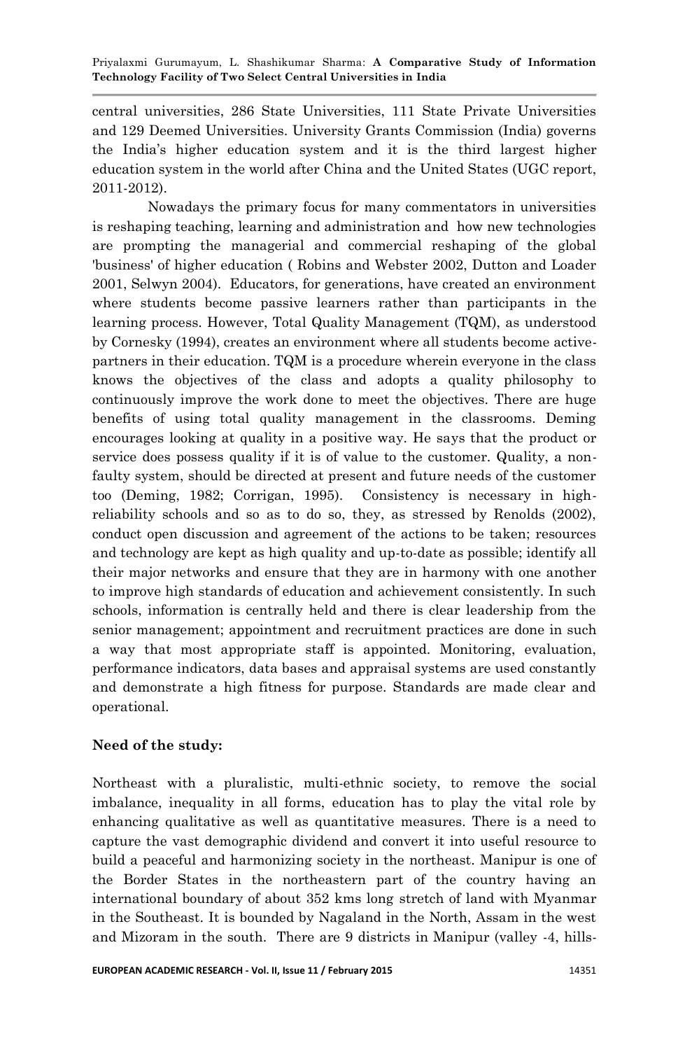central universities, 286 State Universities, 111 State Private Universities and 129 Deemed Universities. University Grants Commission (India) governs the India's higher education system and it is the third largest higher education system in the world after China and the United States (UGC report, 2011-2012).

Nowadays the primary focus for many commentators in universities is reshaping teaching, learning and administration and how new technologies are prompting the managerial and commercial reshaping of the global 'business' of higher education ( Robins and Webster 2002, Dutton and Loader 2001, Selwyn 2004). Educators, for generations, have created an environment where students become passive learners rather than participants in the learning process. However, Total Quality Management (TQM), as understood by Cornesky (1994), creates an environment where all students become active-partners in their education. TQM is a procedure wherein everyone in the class knows the objectives of the class and adopts a quality philosophy to continuously improve the work done to meet the objectives. There are huge benefits of using total quality management in the classrooms. Deming encourages looking at quality in a positive way. He says that the product or service does possess quality if it is of value to the customer. Quality, a non-faulty system, should be directed at present and future needs of the customer too (Deming, 1982; Corrigan, 1995). Consistency is necessary in high-reliability schools and so as to do so, they, as stressed by Renolds (2002), conduct open discussion and agreement of the actions to be taken; resources and technology are kept as high quality and up-to-date as possible; identify all their major networks and ensure that they are in harmony with one another to improve high standards of education and achievement consistently. In such schools, information is centrally held and there is clear leadership from the senior management; appointment and recruitment practices are done in such a way that most appropriate staff is appointed. Monitoring, evaluation, performance indicators, data bases and appraisal systems are used constantly and demonstrate a high fitness for purpose. Standards are made clear and operational.

**Need of the study:**

Northeast with a pluralistic, multi-ethnic society, to remove the social imbalance, inequality in all forms, education has to play the vital role by enhancing qualitative as well as quantitative measures. There is a need to capture the vast demographic dividend and convert it into useful resource to build a peaceful and harmonizing society in the northeast. Manipur is one of the Border States in the northeastern part of the country having an international boundary of about 352 kms long stretch of land with Myanmar in the Southeast. It is bounded by Nagaland in the North, Assam in the west and Mizoram in the south. There are 9 districts in Manipur (valley -4, hills-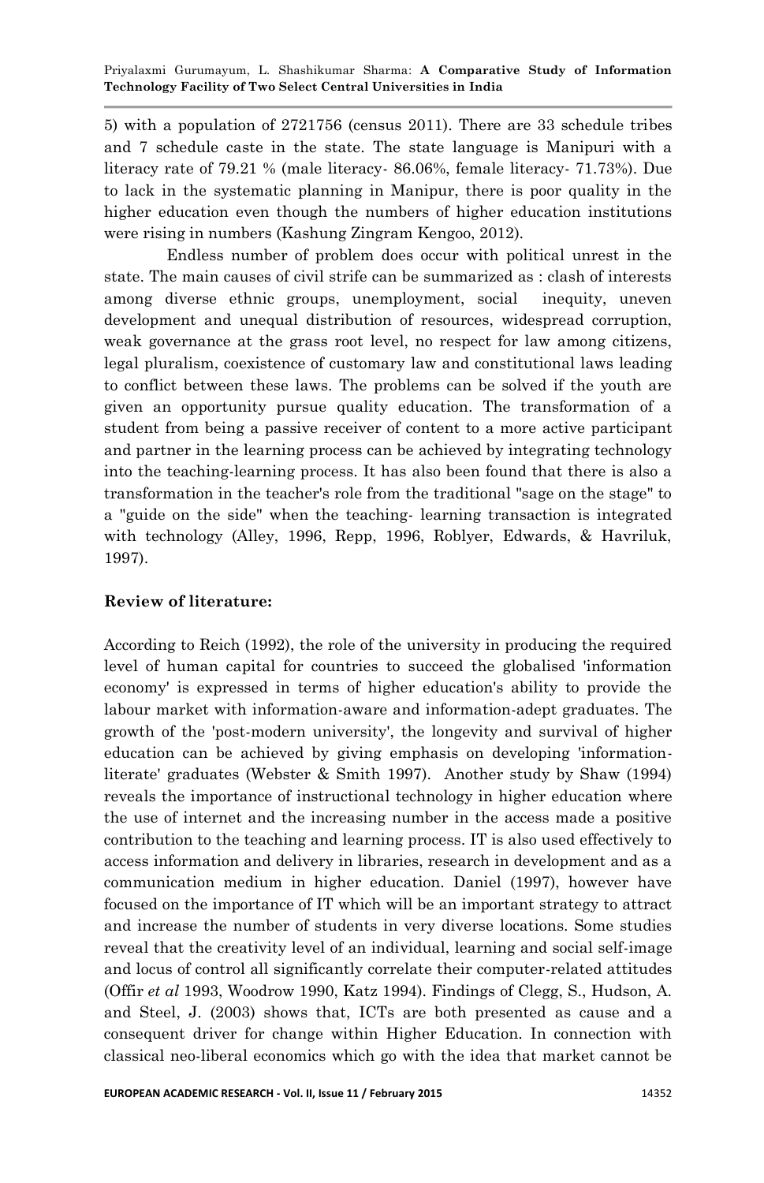5) with a population of 2721756 (census 2011). There are 33 schedule tribes and 7 schedule caste in the state. The state language is Manipuri with a literacy rate of 79.21 % (male literacy- 86.06%, female literacy- 71.73%). Due to lack in the systematic planning in Manipur, there is poor quality in the higher education even though the numbers of higher education institutions were rising in numbers (Kashung Zingram Kengoo, 2012).

Endless number of problem does occur with political unrest in the state. The main causes of civil strife can be summarized as : clash of interests among diverse ethnic groups, unemployment, social inequity, uneven development and unequal distribution of resources, widespread corruption, weak governance at the grass root level, no respect for law among citizens, legal pluralism, coexistence of customary law and constitutional laws leading to conflict between these laws. The problems can be solved if the youth are given an opportunity pursue quality education. The transformation of a student from being a passive receiver of content to a more active participant and partner in the learning process can be achieved by integrating technology into the teaching-learning process. It has also been found that there is also a transformation in the teacher's role from the traditional "sage on the stage" to a "guide on the side" when the teaching- learning transaction is integrated with technology (Alley, 1996, Repp, 1996, Roblyer, Edwards, & Havriluk, 1997).

**Review of literature:**

According to Reich (1992), the role of the university in producing the required level of human capital for countries to succeed the globalised 'information economy' is expressed in terms of higher education's ability to provide the labour market with information-aware and information-adept graduates. The growth of the 'post-modern university', the longevity and survival of higher education can be achieved by giving emphasis on developing 'information-literate' graduates (Webster & Smith 1997). Another study by Shaw (1994) reveals the importance of instructional technology in higher education where the use of internet and the increasing number in the access made a positive contribution to the teaching and learning process. IT is also used effectively to access information and delivery in libraries, research in development and as a communication medium in higher education. Daniel (1997), however have focused on the importance of IT which will be an important strategy to attract and increase the number of students in very diverse locations. Some studies reveal that the creativity level of an individual, learning and social self-image and locus of control all significantly correlate their computer-related attitudes (Offir *et al* 1993, Woodrow 1990, Katz 1994). Findings of Clegg, S., Hudson, A. and Steel, J. (2003) shows that, ICTs are both presented as cause and a consequent driver for change within Higher Education. In connection with classical neo-liberal economics which go with the idea that market cannot be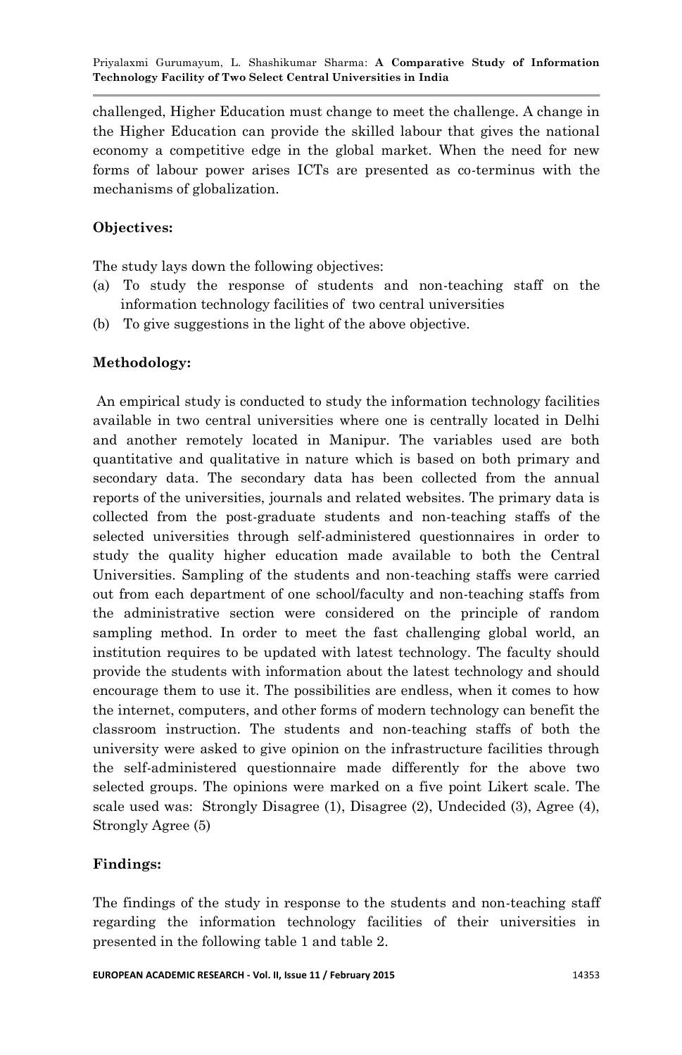challenged, Higher Education must change to meet the challenge. A change in the Higher Education can provide the skilled labour that gives the national economy a competitive edge in the global market. When the need for new forms of labour power arises ICTs are presented as co-terminus with the mechanisms of globalization.

## Objectives:

The study lays down the following objectives:

(a) To study the response of students and non-teaching staff on the information technology facilities of two central universities
(b) To give suggestions in the light of the above objective.

## Methodology:

An empirical study is conducted to study the information technology facilities available in two central universities where one is centrally located in Delhi and another remotely located in Manipur. The variables used are both quantitative and qualitative in nature which is based on both primary and secondary data. The secondary data has been collected from the annual reports of the universities, journals and related websites. The primary data is collected from the post-graduate students and non-teaching staffs of the selected universities through self-administered questionnaires in order to study the quality higher education made available to both the Central Universities. Sampling of the students and non-teaching staffs were carried out from each department of one school/faculty and non-teaching staffs from the administrative section were considered on the principle of random sampling method. In order to meet the fast challenging global world, an institution requires to be updated with latest technology. The faculty should provide the students with information about the latest technology and should encourage them to use it. The possibilities are endless, when it comes to how the internet, computers, and other forms of modern technology can benefit the classroom instruction. The students and non-teaching staffs of both the university were asked to give opinion on the infrastructure facilities through the self-administered questionnaire made differently for the above two selected groups. The opinions were marked on a five point Likert scale. The scale used was: Strongly Disagree (1), Disagree (2), Undecided (3), Agree (4), Strongly Agree (5)

## Findings:

The findings of the study in response to the students and non-teaching staff regarding the information technology facilities of their universities in presented in the following table 1 and table 2.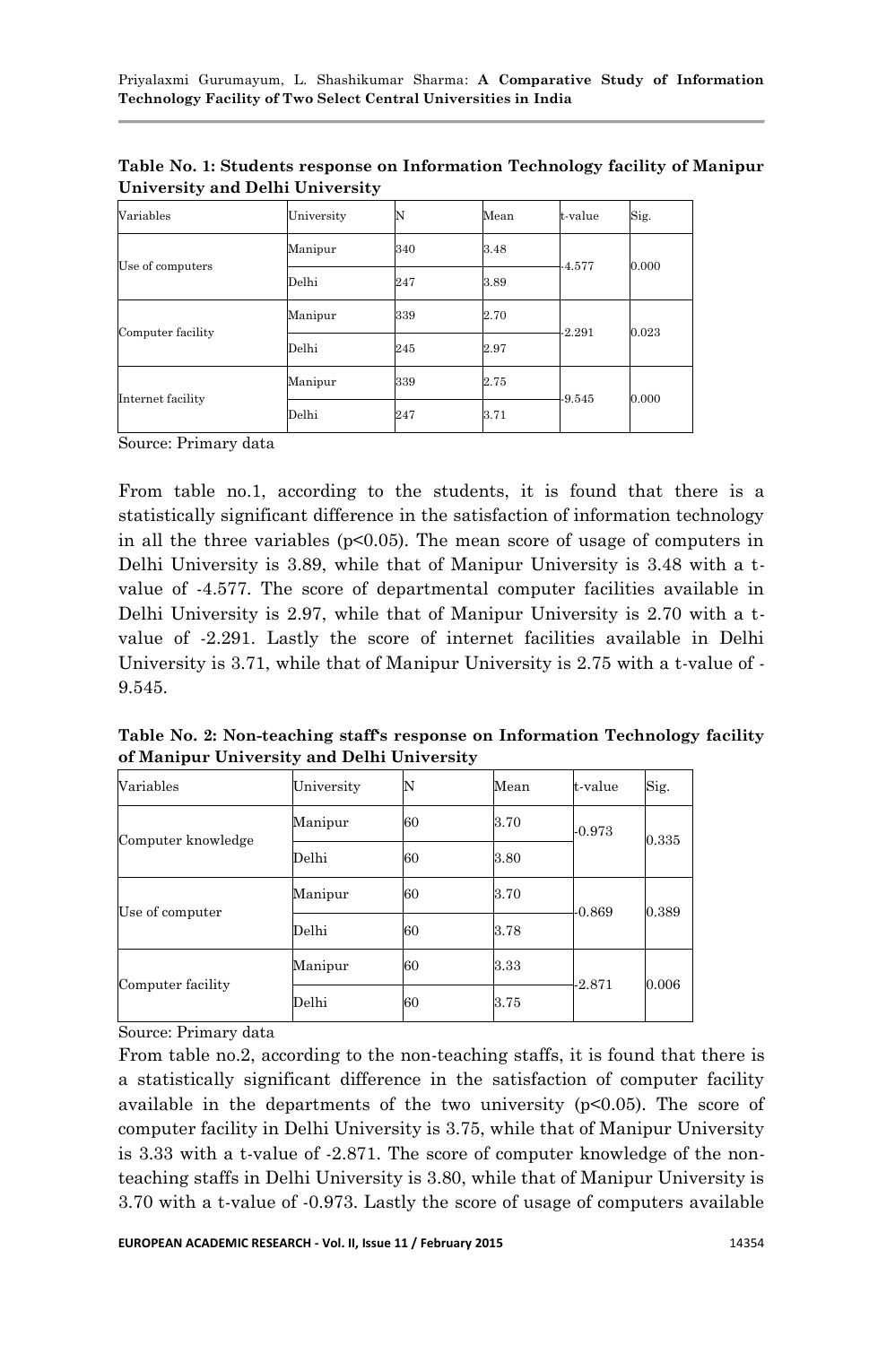**Table No. 1: Students response on Information Technology facility of Manipur University and Delhi University**

| Variables | University | N | Mean | t-value | Sig. |
|---|---|---|---|---|---|
| Use of computers | Manipur | 340 | 3.48 | -4.577 | 0.000 |
| | Delhi | 247 | 3.89 | | |
| Computer facility | Manipur | 339 | 2.70 | -2.291 | 0.023 |
| | Delhi | 245 | 2.97 | | |
| Internet facility | Manipur | 339 | 2.75 | -9.545 | 0.000 |
| | Delhi | 247 | 3.71 | | |

Source: Primary data

From table no.1, according to the students, it is found that there is a statistically significant difference in the satisfaction of information technology in all the three variables ($p<0.05$). The mean score of usage of computers in Delhi University is 3.89, while that of Manipur University is 3.48 with a t-value of -4.577. The score of departmental computer facilities available in Delhi University is 2.97, while that of Manipur University is 2.70 with a t-value of -2.291. Lastly the score of internet facilities available in Delhi University is 3.71, while that of Manipur University is 2.75 with a t-value of -9.545.

**Table No. 2: Non-teaching staff's response on Information Technology facility of Manipur University and Delhi University**

| Variables | University | N | Mean | t-value | Sig. |
|---|---|---|---|---|---|
| Computer knowledge | Manipur | 60 | 3.70 | -0.973 | 0.335 |
| | Delhi | 60 | 3.80 | | |
| Use of computer | Manipur | 60 | 3.70 | -0.869 | 0.389 |
| | Delhi | 60 | 3.78 | | |
| Computer facility | Manipur | 60 | 3.33 | -2.871 | 0.006 |
| | Delhi | 60 | 3.75 | | |

Source: Primary data

From table no.2, according to the non-teaching staffs, it is found that there is a statistically significant difference in the satisfaction of computer facility available in the departments of the two university ($p<0.05$). The score of computer facility in Delhi University is 3.75, while that of Manipur University is 3.33 with a t-value of -2.871. The score of computer knowledge of the non-teaching staffs in Delhi University is 3.80, while that of Manipur University is 3.70 with a t-value of -0.973. Lastly the score of usage of computers available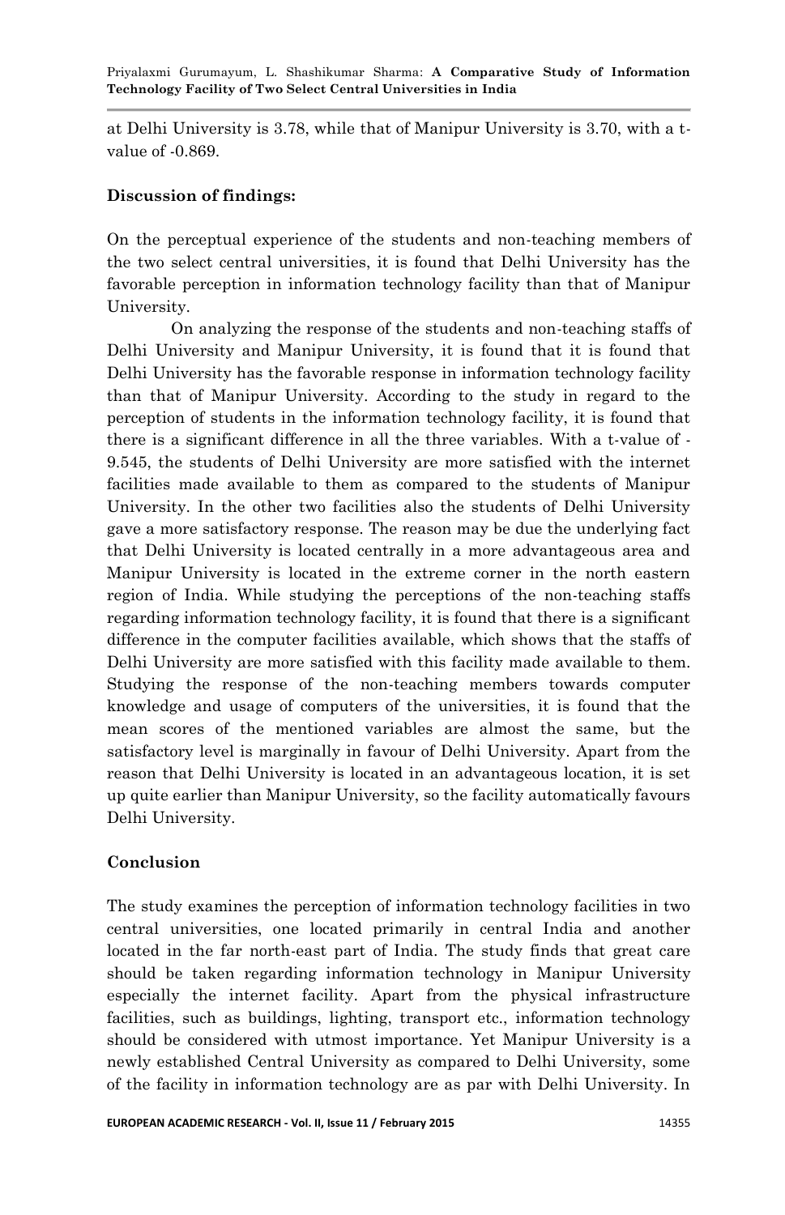at Delhi University is 3.78, while that of Manipur University is 3.70, with a t-value of -0.869.

**Discussion of findings:**

On the perceptual experience of the students and non-teaching members of the two select central universities, it is found that Delhi University has the favorable perception in information technology facility than that of Manipur University.

On analyzing the response of the students and non-teaching staffs of Delhi University and Manipur University, it is found that it is found that Delhi University has the favorable response in information technology facility than that of Manipur University. According to the study in regard to the perception of students in the information technology facility, it is found that there is a significant difference in all the three variables. With a t-value of -9.545, the students of Delhi University are more satisfied with the internet facilities made available to them as compared to the students of Manipur University. In the other two facilities also the students of Delhi University gave a more satisfactory response. The reason may be due the underlying fact that Delhi University is located centrally in a more advantageous area and Manipur University is located in the extreme corner in the north eastern region of India. While studying the perceptions of the non-teaching staffs regarding information technology facility, it is found that there is a significant difference in the computer facilities available, which shows that the staffs of Delhi University are more satisfied with this facility made available to them. Studying the response of the non-teaching members towards computer knowledge and usage of computers of the universities, it is found that the mean scores of the mentioned variables are almost the same, but the satisfactory level is marginally in favour of Delhi University. Apart from the reason that Delhi University is located in an advantageous location, it is set up quite earlier than Manipur University, so the facility automatically favours Delhi University.

**Conclusion**

The study examines the perception of information technology facilities in two central universities, one located primarily in central India and another located in the far north-east part of India. The study finds that great care should be taken regarding information technology in Manipur University especially the internet facility. Apart from the physical infrastructure facilities, such as buildings, lighting, transport etc., information technology should be considered with utmost importance. Yet Manipur University is a newly established Central University as compared to Delhi University, some of the facility in information technology are as par with Delhi University. In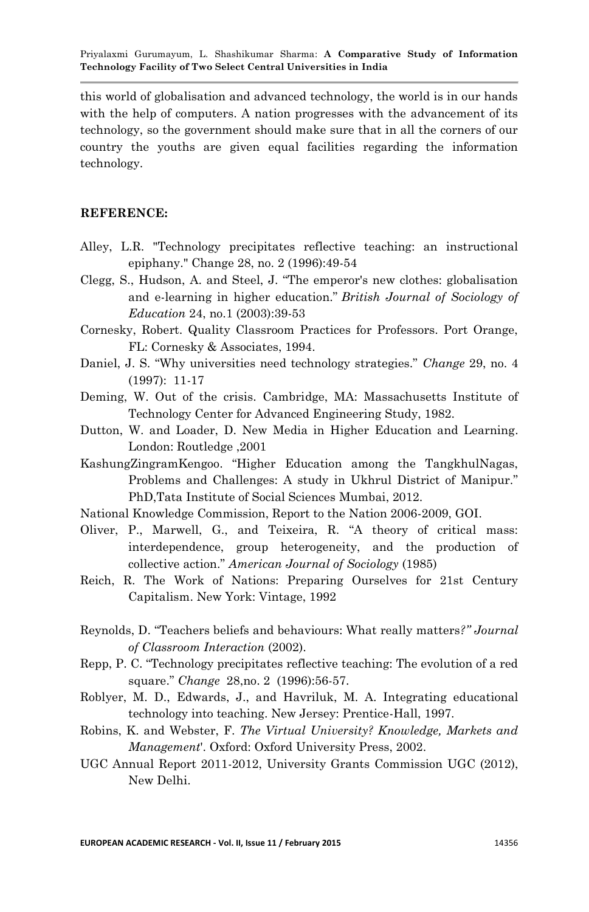this world of globalisation and advanced technology, the world is in our hands with the help of computers. A nation progresses with the advancement of its technology, so the government should make sure that in all the corners of our country the youths are given equal facilities regarding the information technology.

**REFERENCE:**

Alley, L.R. "Technology precipitates reflective teaching: an instructional epiphany." Change 28, no. 2 (1996):49-54

Clegg, S., Hudson, A. and Steel, J. "The emperor's new clothes: globalisation and e-learning in higher education." *British Journal of Sociology of Education* 24, no.1 (2003):39-53

Cornesky, Robert. Quality Classroom Practices for Professors. Port Orange, FL: Cornesky & Associates, 1994.

Daniel, J. S. "Why universities need technology strategies." *Change* 29, no. 4 (1997): 11-17

Deming, W. Out of the crisis. Cambridge, MA: Massachusetts Institute of Technology Center for Advanced Engineering Study, 1982.

Dutton, W. and Loader, D. New Media in Higher Education and Learning. London: Routledge ,2001

KashungZingramKengoo. "Higher Education among the TangkhulNagas, Problems and Challenges: A study in Ukhrul District of Manipur." PhD,Tata Institute of Social Sciences Mumbai, 2012.

National Knowledge Commission, Report to the Nation 2006-2009, GOI.

Oliver, P., Marwell, G., and Teixeira, R. "A theory of critical mass: interdependence, group heterogeneity, and the production of collective action." *American Journal of Sociology* (1985)

Reich, R. The Work of Nations: Preparing Ourselves for 21st Century Capitalism. New York: Vintage, 1992

Reynolds, D. "Teachers beliefs and behaviours: What really matters*?" Journal of Classroom Interaction* (2002).

Repp, P. C. "Technology precipitates reflective teaching: The evolution of a red square." *Change* 28,no. 2 (1996):56-57.

Roblyer, M. D., Edwards, J., and Havriluk, M. A. Integrating educational technology into teaching. New Jersey: Prentice-Hall, 1997.

Robins, K. and Webster, F. *The Virtual University? Knowledge, Markets and Management*'. Oxford: Oxford University Press, 2002.

UGC Annual Report 2011-2012, University Grants Commission UGC (2012), New Delhi.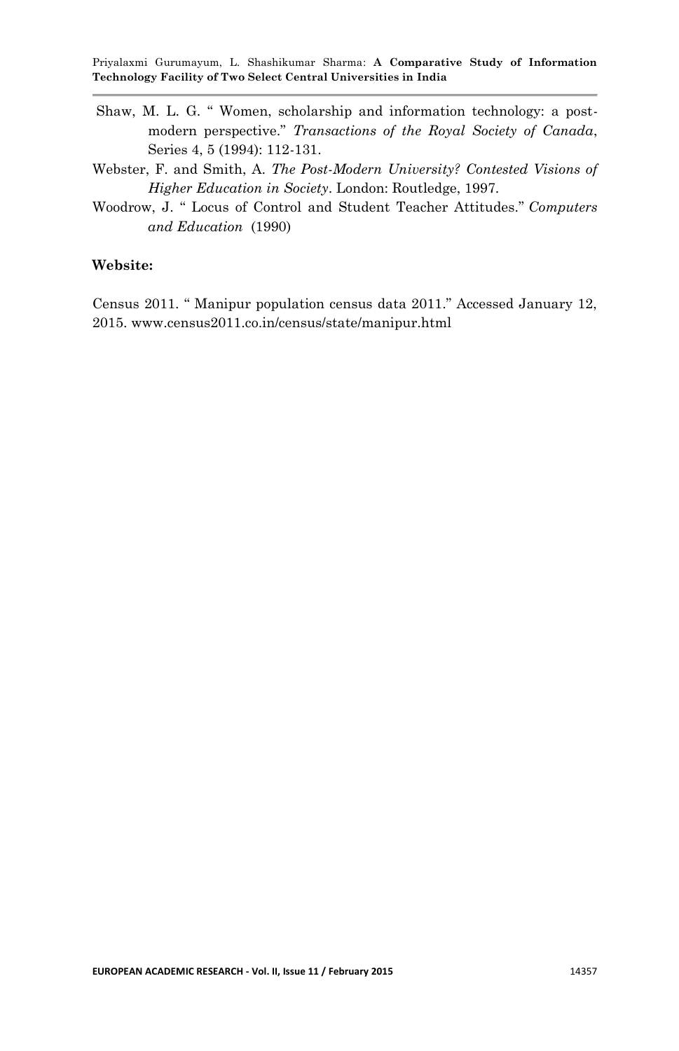Shaw, M. L. G. " Women, scholarship and information technology: a post-modern perspective." *Transactions of the Royal Society of Canada*, Series 4, 5 (1994): 112-131.

Webster, F. and Smith, A. *The Post-Modern University? Contested Visions of Higher Education in Society*. London: Routledge, 1997.

Woodrow, J. " Locus of Control and Student Teacher Attitudes." *Computers and Education* (1990)

**Website:**

Census 2011. " Manipur population census data 2011." Accessed January 12, 2015. www.census2011.co.in/census/state/manipur.html